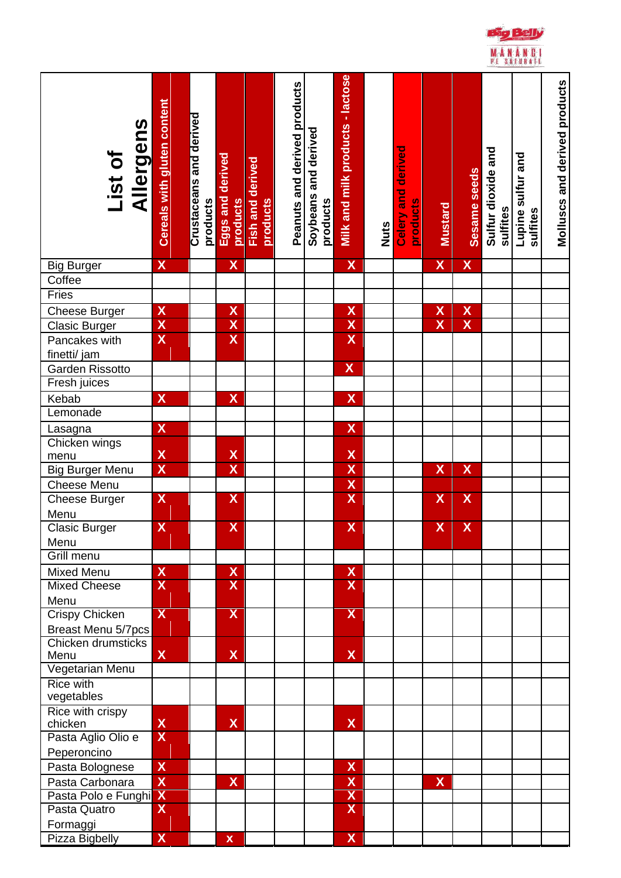| List of Allergens | Cereals with gluten content | Crustaceans and derived products | Eggs and derived products | Fish and derived products | Peanuts and derived products | Soybeans and derived products | Milk and milk products - lactose | Nuts | Celery and derived products | Mustard | Sesame seeds | Sulfur dioxide and sulfites | Lupine sulfur and sulfites | Molluscs and derived products |
|---|---|---|---|---|---|---|---|---|---|---|---|---|---|---|
| Big Burger | X | | X | | | | X | | | X | X | | | |
| Coffee | | | | | | | | | | | | | | |
| Fries | | | | | | | | | | | | | | |
| Cheese Burger | X | | X | | | | X | | | X | X | | | |
| Clasic Burger | X | | X | | | | X | | | X | X | | | |
| Pancakes with finetti/ jam | X | | X | | | | X | | | | | | | |
| Garden Rissotto | | | | | | | X | | | | | | | |
| Fresh juices | | | | | | | | | | | | | | |
| Kebab | X | | X | | | | X | | | | | | | |
| Lemonade | | | | | | | | | | | | | | |
| Lasagna | X | | | | | | X | | | | | | | |
| Chicken wings menu | X | | X | | | | X | | | | | | | |
| Big Burger Menu | X | | X | | | | X | | | X | X | | | |
| Cheese Menu | | | | | | | X | | | | | | | |
| Cheese Burger Menu | X | | X | | | | X | | | X | X | | | |
| Clasic Burger Menu | X | | X | | | | X | | | X | X | | | |
| Grill menu | | | | | | | | | | | | | | |
| Mixed Menu | X | | X | | | | X | | | | | | | |
| Mixed Cheese Menu | X | | X | | | | X | | | | | | | |
| Crispy Chicken Breast Menu 5/7pcs | X | | X | | | | X | | | | | | | |
| Chicken drumsticks Menu | X | | X | | | | X | | | | | | | |
| Vegetarian Menu | | | | | | | | | | | | | | |
| Rice with vegetables | | | | | | | | | | | | | | |
| Rice with crispy chicken | X | | X | | | | X | | | | | | | |
| Pasta Aglio Olio e Peperoncino | X | | | | | | | | | | | | | |
| Pasta Bolognese | X | | | | | | X | | | | | | | |
| Pasta Carbonara | X | | X | | | | X | | | X | | | | |
| Pasta Polo e Funghi | X | | | | | | X | | | | | | | |
| Pasta Quatro Formaggi | X | | | | | | X | | | | | | | |
| Pizza Bigbelly | X | | x | | | | X | | | | | | | |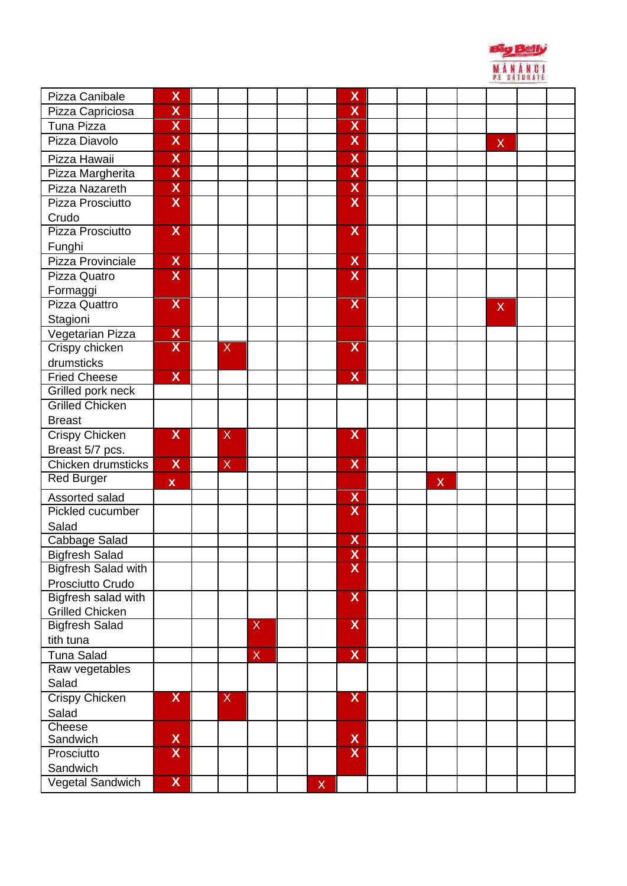| | | | | | | | | | | | | | | |
|---|---|---|---|---|---|---|---|---|---|---|---|---|---|---|
| Pizza Canibale | X | | | | | | X | | | | | | | |
| Pizza Capriciosa | X | | | | | | X | | | | | | | |
| Tuna Pizza | X | | | | | | X | | | | | | | |
| Pizza Diavolo | X | | | | | | X | | | | | X | | |
| Pizza Hawaii | X | | | | | | X | | | | | | | |
| Pizza Margherita | X | | | | | | X | | | | | | | |
| Pizza Nazareth | X | | | | | | X | | | | | | | |
| Pizza Prosciutto Crudo | X | | | | | | X | | | | | | | |
| Pizza Prosciutto Funghi | X | | | | | | X | | | | | | | |
| Pizza Provinciale | X | | | | | | X | | | | | | | |
| Pizza Quatro Formaggi | X | | | | | | X | | | | | | | |
| Pizza Quattro Stagioni | X | | | | | | X | | | | | X | | |
| Vegetarian Pizza | X | | | | | | | | | | | | | |
| Crispy chicken drumsticks | X | | X | | | | X | | | | | | | |
| Fried Cheese | X | | | | | | X | | | | | | | |
| Grilled pork neck | | | | | | | | | | | | | | |
| Grilled Chicken Breast | | | | | | | | | | | | | | |
| Crispy Chicken Breast 5/7 pcs. | X | | X | | | | X | | | | | | | |
| Chicken drumsticks | X | | X | | | | X | | | | | | | |
| Red Burger | x | | | | | | | | | X | | | | |
| Assorted salad | | | | | | | X | | | | | | | |
| Pickled cucumber Salad | | | | | | | X | | | | | | | |
| Cabbage Salad | | | | | | | X | | | | | | | |
| Bigfresh Salad | | | | | | | X | | | | | | | |
| Bigfresh Salad with Prosciutto Crudo | | | | | | | X | | | | | | | |
| Bigfresh salad with Grilled Chicken | | | | | | | X | | | | | | | |
| Bigfresh Salad tith tuna | | | | X | | | X | | | | | | | |
| Tuna Salad | | | | X | | | X | | | | | | | |
| Raw vegetables Salad | | | | | | | | | | | | | | |
| Crispy Chicken Salad | X | | X | | | | X | | | | | | | |
| Cheese Sandwich | X | | | | | | X | | | | | | | |
| Prosciutto Sandwich | X | | | | | | X | | | | | | | |
| Vegetal Sandwich | X | | | | | X | | | | | | | | |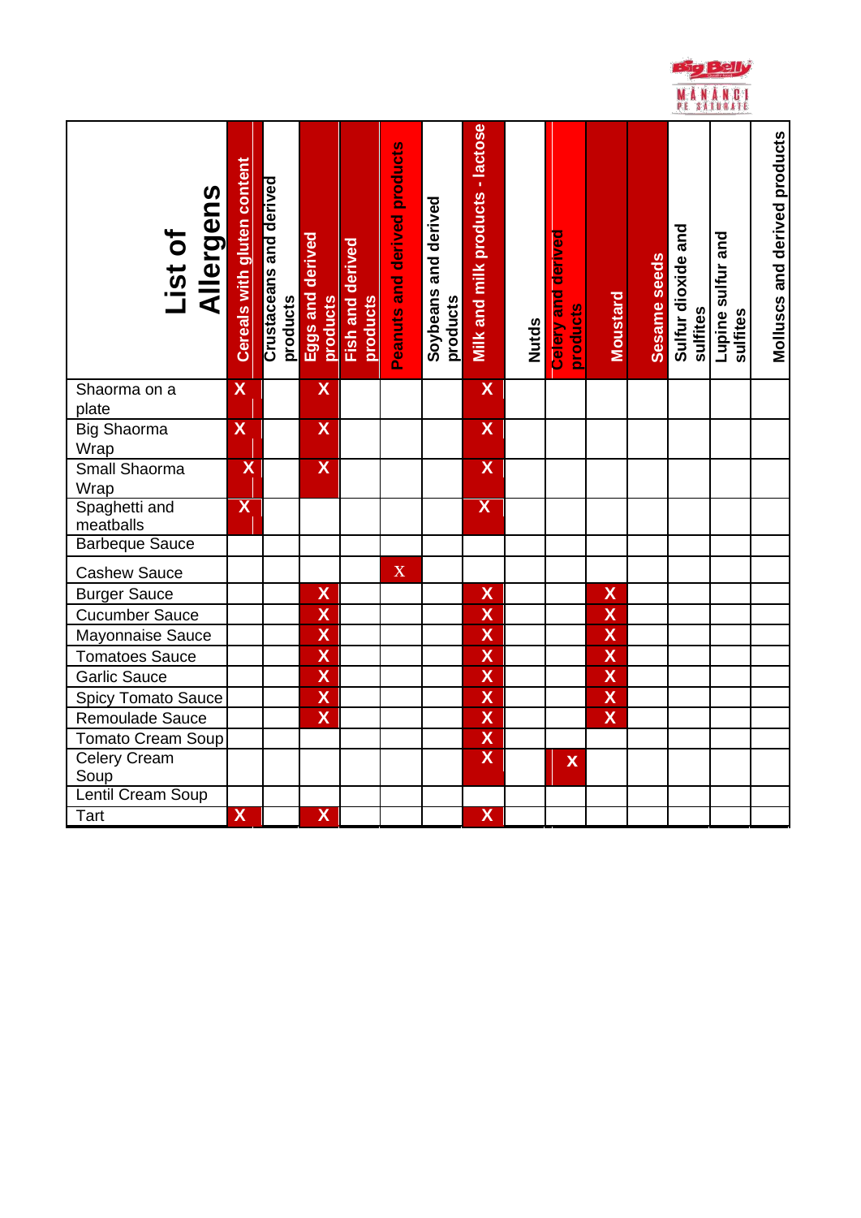| List of Allergens | Cereals with gluten content | Crustaceans and derived products | Eggs and derived products | Fish and derived products | Peanuts and derived products | Soybeans and derived products | Milk and milk products - lactose | Nutds | Celery and derived products | Moustard | Sesame seeds | Sulfur dioxide and sulfites | Lupine sulfur and sulfites | Molluscs and derived products |
|---|---|---|---|---|---|---|---|---|---|---|---|---|---|---|
| Shaorma on a plate | X | | X | | | | X | | | | | | | |
| Big Shaorma Wrap | X | | X | | | | X | | | | | | | |
| Small Shaorma Wrap | X | | X | | | | X | | | | | | | |
| Spaghetti and meatballs | X | | | | | | X | | | | | | | |
| Barbeque Sauce | | | | | | | | | | | | | | |
| Cashew Sauce | | | | | X | | | | | | | | | |
| Burger Sauce | | | X | | | | X | | | X | | | | |
| Cucumber Sauce | | | X | | | | X | | | X | | | | |
| Mayonnaise Sauce | | | X | | | | X | | | X | | | | |
| Tomatoes Sauce | | | X | | | | X | | | X | | | | |
| Garlic Sauce | | | X | | | | X | | | X | | | | |
| Spicy Tomato Sauce | | | X | | | | X | | | X | | | | |
| Remoulade Sauce | | | X | | | | X | | | X | | | | |
| Tomato Cream Soup | | | | | | | X | | | | | | | |
| Celery Cream Soup | | | | | | | X | | X | | | | | |
| Lentil Cream Soup | | | | | | | | | | | | | | |
| Tart | X | | X | | | | X | | | | | | | |